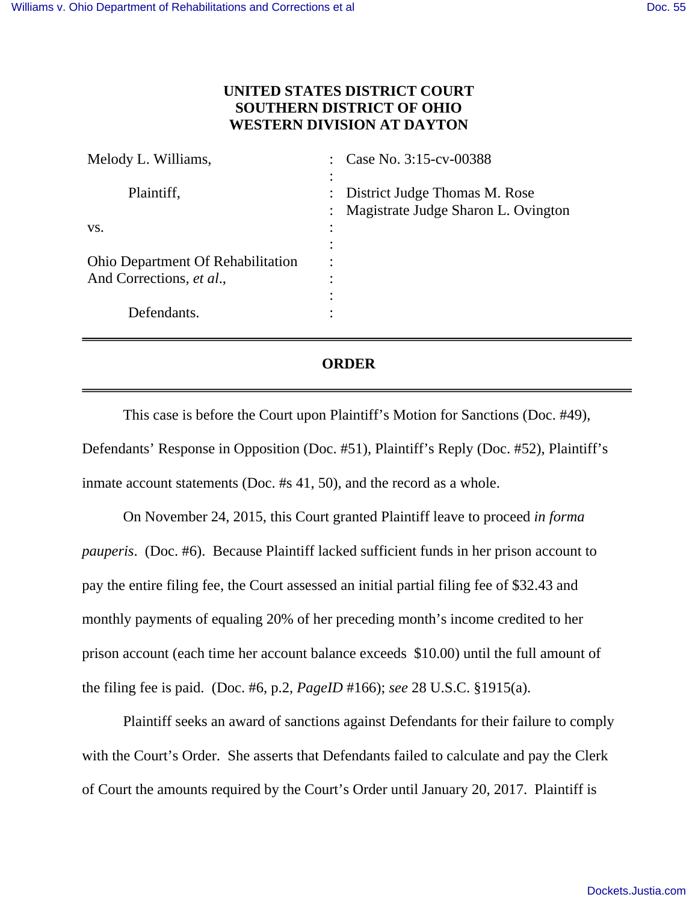**UNITED STATES DISTRICT COURT**
**SOUTHERN DISTRICT OF OHIO**
**WESTERN DIVISION AT DAYTON**

| | | |
|---|---|---|
| Melody L. Williams, | : | Case No. 3:15-cv-00388 |
| | : | |
| Plaintiff, | : | District Judge Thomas M. Rose |
| | : | Magistrate Judge Sharon L. Ovington |
| vs. | : | |
| | : | |
| Ohio Department Of Rehabilitation And Corrections, *et al*., | : | |
| | : | |
| Defendants. | : | |

---

## ORDER

---

This case is before the Court upon Plaintiff's Motion for Sanctions (Doc. #49), Defendants' Response in Opposition (Doc. #51), Plaintiff's Reply (Doc. #52), Plaintiff's inmate account statements (Doc. #s 41, 50), and the record as a whole.

On November 24, 2015, this Court granted Plaintiff leave to proceed *in forma pauperis*. (Doc. #6). Because Plaintiff lacked sufficient funds in her prison account to pay the entire filing fee, the Court assessed an initial partial filing fee of $32.43 and monthly payments of equaling 20% of her preceding month's income credited to her prison account (each time her account balance exceeds $10.00) until the full amount of the filing fee is paid. (Doc. #6, p.2, *PageID* #166); *see* 28 U.S.C. §1915(a).

Plaintiff seeks an award of sanctions against Defendants for their failure to comply with the Court's Order. She asserts that Defendants failed to calculate and pay the Clerk of Court the amounts required by the Court's Order until January 20, 2017. Plaintiff is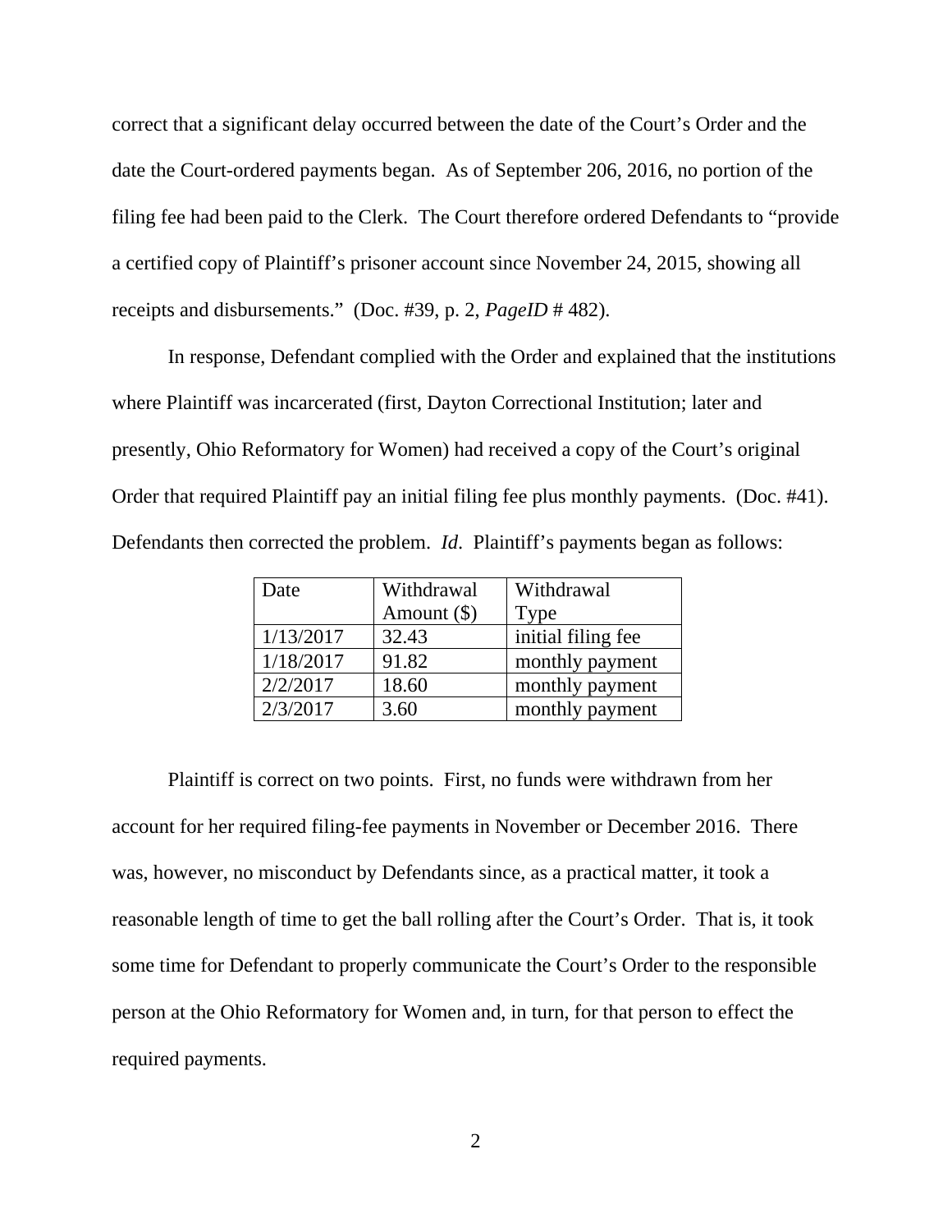correct that a significant delay occurred between the date of the Court's Order and the date the Court-ordered payments began. As of September 206, 2016, no portion of the filing fee had been paid to the Clerk. The Court therefore ordered Defendants to "provide a certified copy of Plaintiff's prisoner account since November 24, 2015, showing all receipts and disbursements." (Doc. #39, p. 2, *PageID* # 482).

In response, Defendant complied with the Order and explained that the institutions where Plaintiff was incarcerated (first, Dayton Correctional Institution; later and presently, Ohio Reformatory for Women) had received a copy of the Court's original Order that required Plaintiff pay an initial filing fee plus monthly payments. (Doc. #41). Defendants then corrected the problem. *Id*. Plaintiff's payments began as follows:

| Date | Withdrawal Amount ($) | Withdrawal Type |
|---|---|---|
| 1/13/2017 | 32.43 | initial filing fee |
| 1/18/2017 | 91.82 | monthly payment |
| 2/2/2017 | 18.60 | monthly payment |
| 2/3/2017 | 3.60 | monthly payment |

Plaintiff is correct on two points. First, no funds were withdrawn from her account for her required filing-fee payments in November or December 2016. There was, however, no misconduct by Defendants since, as a practical matter, it took a reasonable length of time to get the ball rolling after the Court's Order. That is, it took some time for Defendant to properly communicate the Court's Order to the responsible person at the Ohio Reformatory for Women and, in turn, for that person to effect the required payments.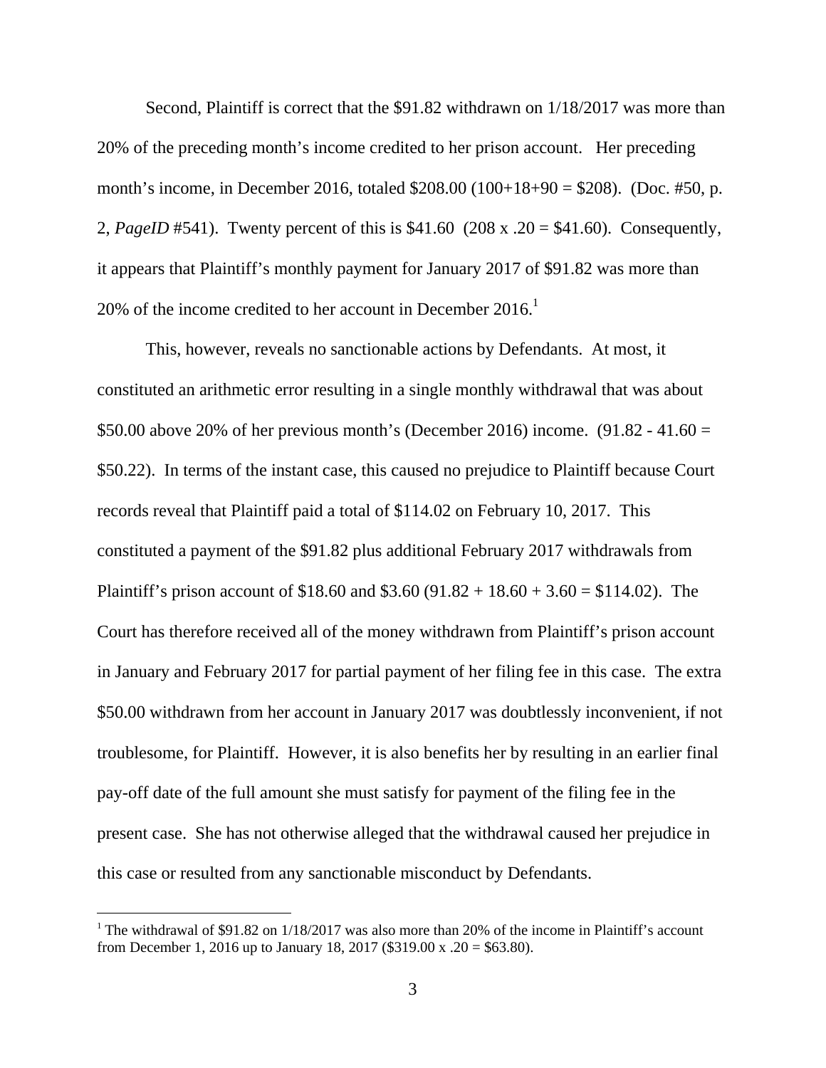Second, Plaintiff is correct that the \$91.82 withdrawn on 1/18/2017 was more than 20% of the preceding month's income credited to her prison account. Her preceding month's income, in December 2016, totaled \$208.00 (100+18+90 = \$208). (Doc. #50, p. 2, *PageID* #541). Twenty percent of this is \$41.60 (208 x .20 = \$41.60). Consequently, it appears that Plaintiff's monthly payment for January 2017 of \$91.82 was more than 20% of the income credited to her account in December 2016.[1]

This, however, reveals no sanctionable actions by Defendants. At most, it constituted an arithmetic error resulting in a single monthly withdrawal that was about \$50.00 above 20% of her previous month's (December 2016) income. (91.82 - 41.60 = \$50.22). In terms of the instant case, this caused no prejudice to Plaintiff because Court records reveal that Plaintiff paid a total of \$114.02 on February 10, 2017. This constituted a payment of the \$91.82 plus additional February 2017 withdrawals from Plaintiff's prison account of \$18.60 and \$3.60 (91.82 + 18.60 + 3.60 = \$114.02). The Court has therefore received all of the money withdrawn from Plaintiff's prison account in January and February 2017 for partial payment of her filing fee in this case. The extra \$50.00 withdrawn from her account in January 2017 was doubtlessly inconvenient, if not troublesome, for Plaintiff. However, it is also benefits her by resulting in an earlier final pay-off date of the full amount she must satisfy for payment of the filing fee in the present case. She has not otherwise alleged that the withdrawal caused her prejudice in this case or resulted from any sanctionable misconduct by Defendants.

---

[1] The withdrawal of \$91.82 on 1/18/2017 was also more than 20% of the income in Plaintiff's account from December 1, 2016 up to January 18, 2017 (\$319.00 x .20 = \$63.80).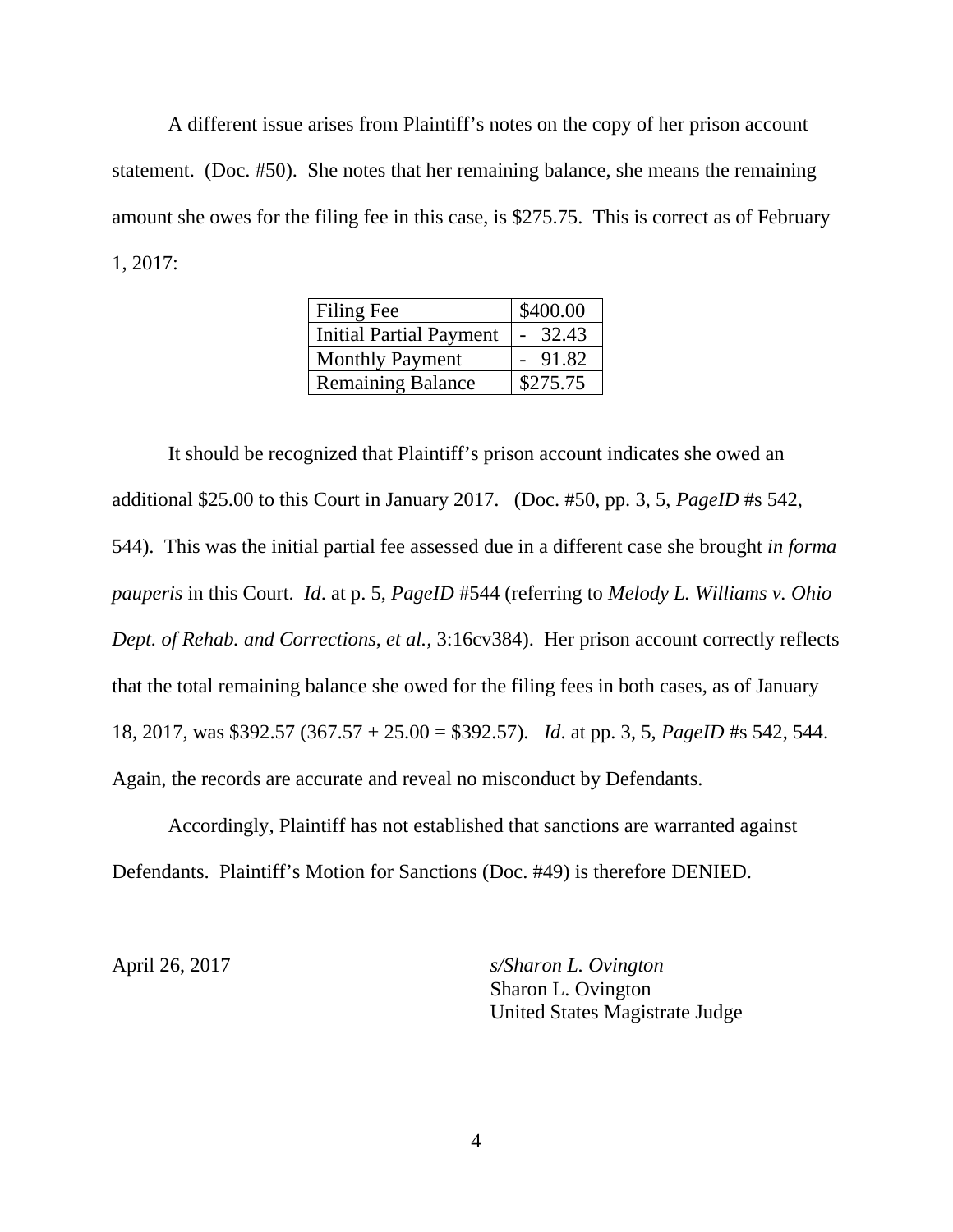A different issue arises from Plaintiff's notes on the copy of her prison account statement. (Doc. #50). She notes that her remaining balance, she means the remaining amount she owes for the filing fee in this case, is $275.75. This is correct as of February 1, 2017:

| | |
|---|---|
| Filing Fee | $400.00 |
| Initial Partial Payment | - 32.43 |
| Monthly Payment | - 91.82 |
| Remaining Balance | $275.75 |

It should be recognized that Plaintiff's prison account indicates she owed an additional $25.00 to this Court in January 2017. (Doc. #50, pp. 3, 5, *PageID* #s 542, 544). This was the initial partial fee assessed due in a different case she brought *in forma pauperis* in this Court. *Id*. at p. 5, *PageID* #544 (referring to *Melody L. Williams v. Ohio Dept. of Rehab. and Corrections, et al.*, 3:16cv384). Her prison account correctly reflects that the total remaining balance she owed for the filing fees in both cases, as of January 18, 2017, was $392.57 (367.57 + 25.00 = $392.57). *Id*. at pp. 3, 5, *PageID* #s 542, 544. Again, the records are accurate and reveal no misconduct by Defendants.

Accordingly, Plaintiff has not established that sanctions are warranted against Defendants. Plaintiff's Motion for Sanctions (Doc. #49) is therefore DENIED.

April 26, 2017

*s/Sharon L. Ovington*
Sharon L. Ovington
United States Magistrate Judge